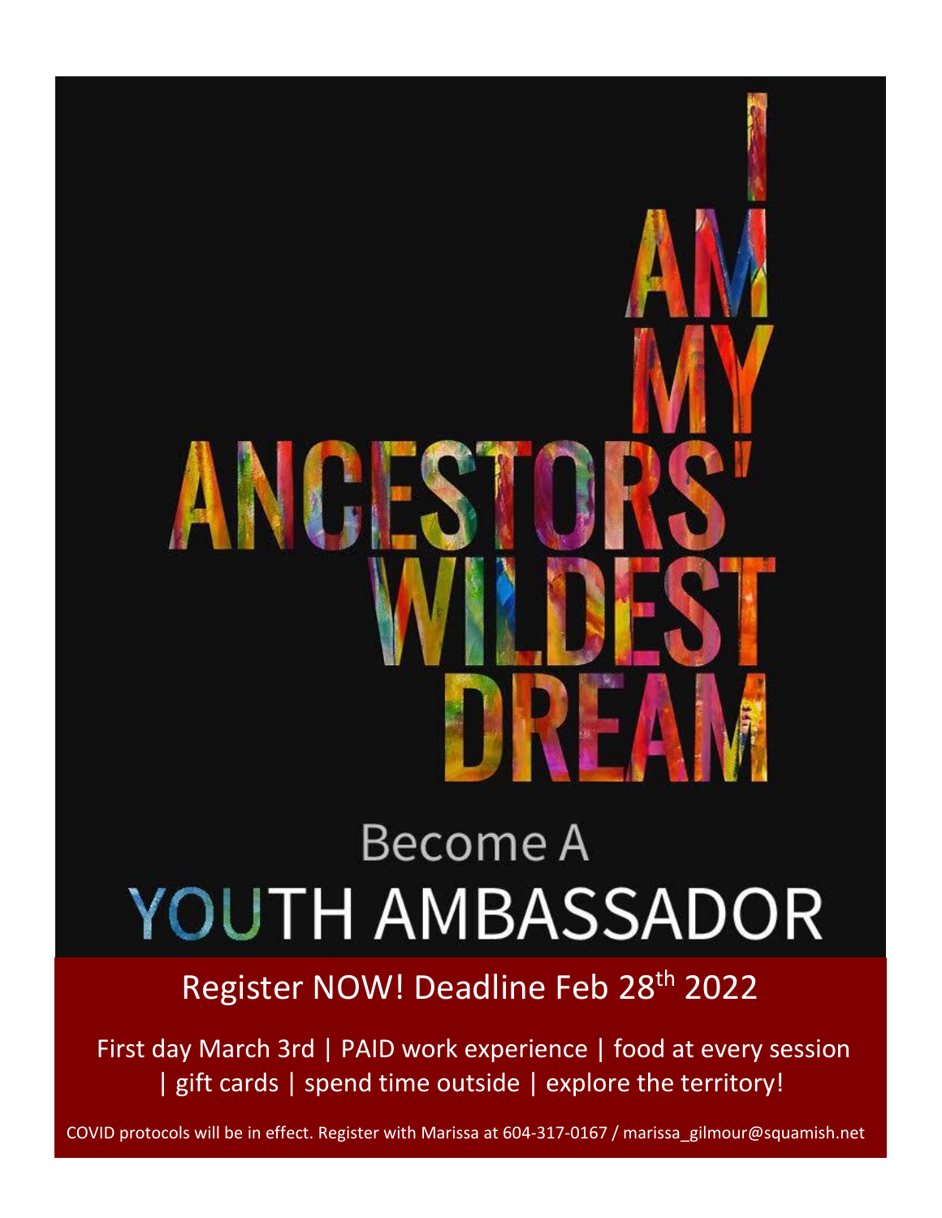# I AM MY ANCESTORS' WILDEST DREAM

## Become A YOUTH AMBASSADOR

Register NOW! Deadline Feb 28th 2022

First day March 3rd | PAID work experience | food at every session | gift cards | spend time outside | explore the territory!

COVID protocols will be in effect. Register with Marissa at 604-317-0167 / marissa_gilmour@squamish.net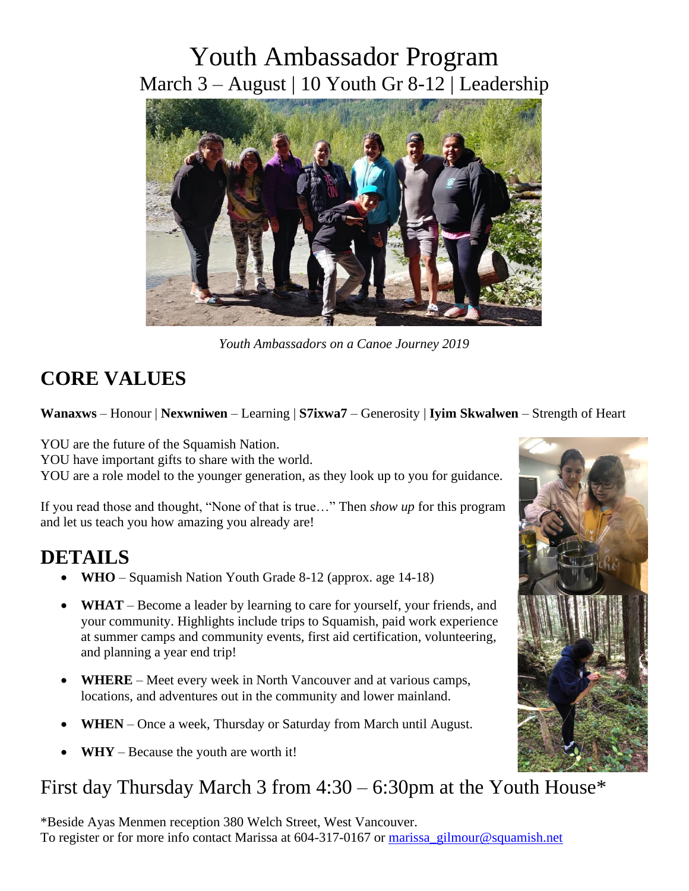# Youth Ambassador Program

## March 3 – August | 10 Youth Gr 8-12 | Leadership

*Youth Ambassadors on a Canoe Journey 2019*

## CORE VALUES

**Wanaxws** – Honour | **Nexwniwen** – Learning | **S7ixwa7** – Generosity | **Iyim Skwalwen** – Strength of Heart

YOU are the future of the Squamish Nation.
YOU have important gifts to share with the world.
YOU are a role model to the younger generation, as they look up to you for guidance.

If you read those and thought, "None of that is true…" Then *show up* for this program and let us teach you how amazing you already are!

## DETAILS

- **WHO** – Squamish Nation Youth Grade 8-12 (approx. age 14-18)
- **WHAT** – Become a leader by learning to care for yourself, your friends, and your community. Highlights include trips to Squamish, paid work experience at summer camps and community events, first aid certification, volunteering, and planning a year end trip!
- **WHERE** – Meet every week in North Vancouver and at various camps, locations, and adventures out in the community and lower mainland.
- **WHEN** – Once a week, Thursday or Saturday from March until August.
- **WHY** – Because the youth are worth it!

## First day Thursday March 3 from 4:30 – 6:30pm at the Youth House*

*Beside Ayas Menmen reception 380 Welch Street, West Vancouver.
To register or for more info contact Marissa at 604-317-0167 or marissa_gilmour@squamish.net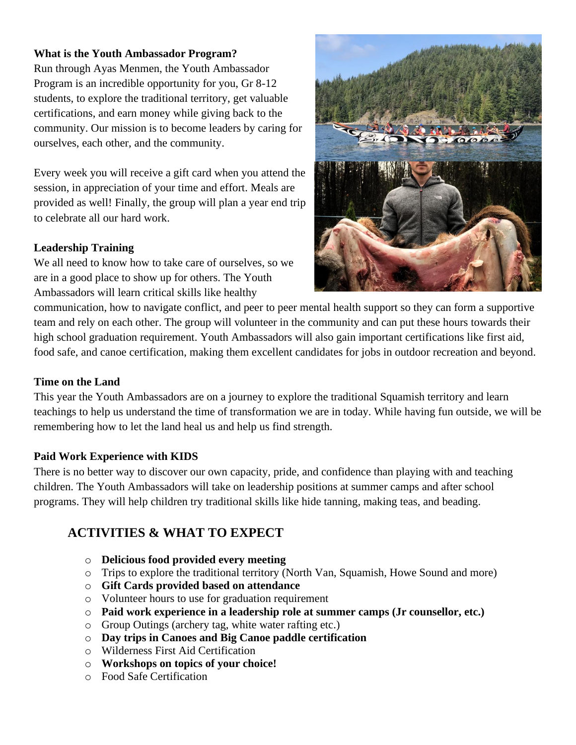**What is the Youth Ambassador Program?**

Run through Ayas Menmen, the Youth Ambassador Program is an incredible opportunity for you, Gr 8-12 students, to explore the traditional territory, get valuable certifications, and earn money while giving back to the community. Our mission is to become leaders by caring for ourselves, each other, and the community.

Every week you will receive a gift card when you attend the session, in appreciation of your time and effort. Meals are provided as well! Finally, the group will plan a year end trip to celebrate all our hard work.

**Leadership Training**

We all need to know how to take care of ourselves, so we are in a good place to show up for others. The Youth Ambassadors will learn critical skills like healthy communication, how to navigate conflict, and peer to peer mental health support so they can form a supportive team and rely on each other. The group will volunteer in the community and can put these hours towards their high school graduation requirement. Youth Ambassadors will also gain important certifications like first aid, food safe, and canoe certification, making them excellent candidates for jobs in outdoor recreation and beyond.

**Time on the Land**

This year the Youth Ambassadors are on a journey to explore the traditional Squamish territory and learn teachings to help us understand the time of transformation we are in today. While having fun outside, we will be remembering how to let the land heal us and help us find strength.

**Paid Work Experience with KIDS**

There is no better way to discover our own capacity, pride, and confidence than playing with and teaching children. The Youth Ambassadors will take on leadership positions at summer camps and after school programs. They will help children try traditional skills like hide tanning, making teas, and beading.

## ACTIVITIES & WHAT TO EXPECT

- **Delicious food provided every meeting**
- Trips to explore the traditional territory (North Van, Squamish, Howe Sound and more)
- **Gift Cards provided based on attendance**
- Volunteer hours to use for graduation requirement
- **Paid work experience in a leadership role at summer camps (Jr counsellor, etc.)**
- Group Outings (archery tag, white water rafting etc.)
- **Day trips in Canoes and Big Canoe paddle certification**
- Wilderness First Aid Certification
- **Workshops on topics of your choice!**
- Food Safe Certification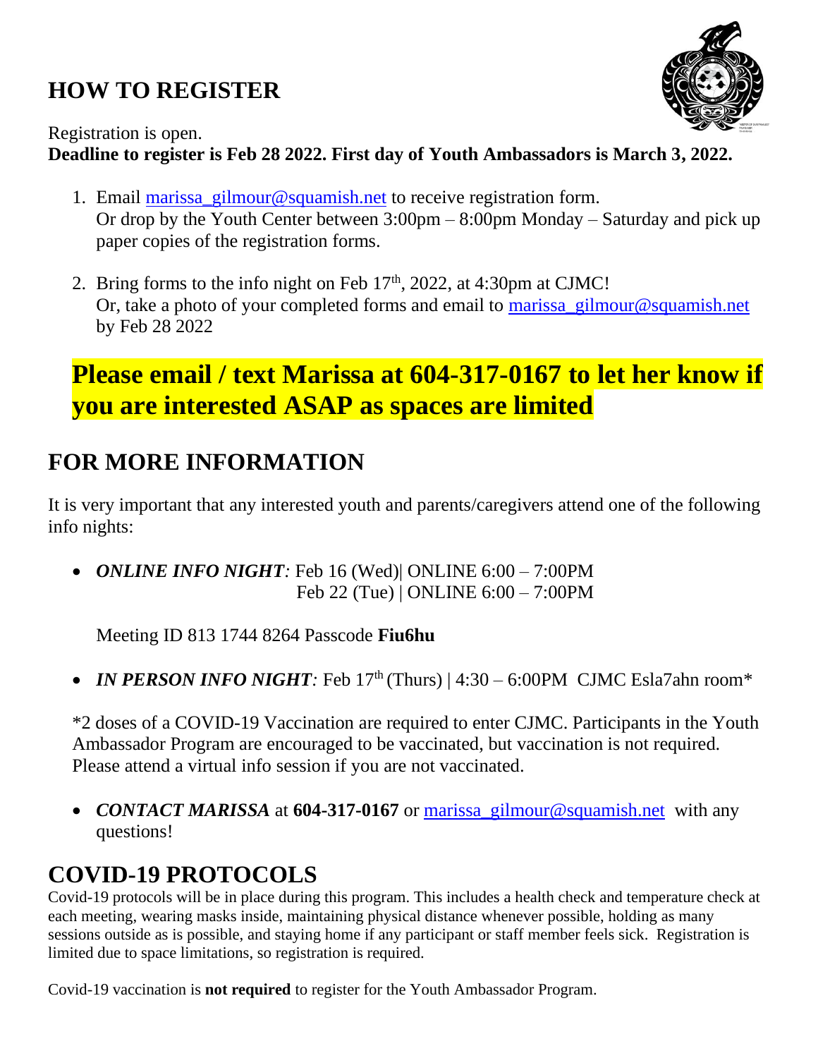# HOW TO REGISTER

Registration is open.

**Deadline to register is Feb 28 2022. First day of Youth Ambassadors is March 3, 2022.**

1. Email marissa_gilmour@squamish.net to receive registration form.
   Or drop by the Youth Center between 3:00pm – 8:00pm Monday – Saturday and pick up paper copies of the registration forms.
2. Bring forms to the info night on Feb 17th, 2022, at 4:30pm at CJMC!
   Or, take a photo of your completed forms and email to marissa_gilmour@squamish.net by Feb 28 2022

## **Please email / text Marissa at 604-317-0167 to let her know if you are interested ASAP as spaces are limited**

# FOR MORE INFORMATION

It is very important that any interested youth and parents/caregivers attend one of the following info nights:

- ***ONLINE INFO NIGHT:*** Feb 16 (Wed)| ONLINE 6:00 – 7:00PM
  Feb 22 (Tue) | ONLINE 6:00 – 7:00PM

  Meeting ID 813 1744 8264 Passcode **Fiu6hu**

- ***IN PERSON INFO NIGHT:*** Feb 17th (Thurs) | 4:30 – 6:00PM CJMC Esla7ahn room*

  *2 doses of a COVID-19 Vaccination are required to enter CJMC. Participants in the Youth Ambassador Program are encouraged to be vaccinated, but vaccination is not required. Please attend a virtual info session if you are not vaccinated.

- ***CONTACT MARISSA*** at **604-317-0167** or marissa_gilmour@squamish.net with any questions!

# COVID-19 PROTOCOLS

Covid-19 protocols will be in place during this program. This includes a health check and temperature check at each meeting, wearing masks inside, maintaining physical distance whenever possible, holding as many sessions outside as is possible, and staying home if any participant or staff member feels sick. Registration is limited due to space limitations, so registration is required.

Covid-19 vaccination is **not required** to register for the Youth Ambassador Program.